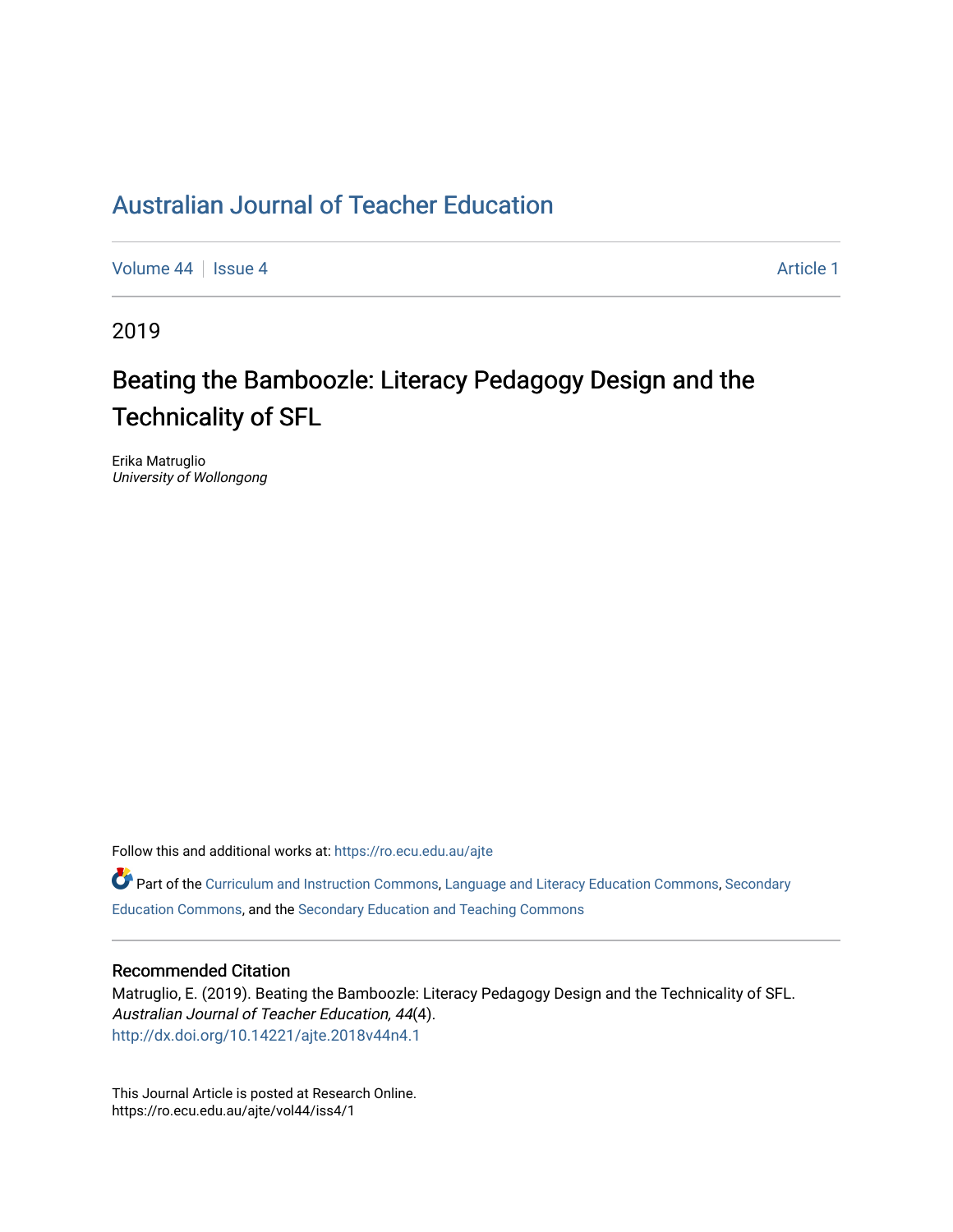# Australian Journal of Teacher Education

Volume 44 | Issue 4 | Article 1

2019

## Beating the Bamboozle: Literacy Pedagogy Design and the Technicality of SFL

Erika Matruglio
*University of Wollongong*

Follow this and additional works at: https://ro.ecu.edu.au/ajte

Part of the Curriculum and Instruction Commons, Language and Literacy Education Commons, Secondary Education Commons, and the Secondary Education and Teaching Commons

### Recommended Citation

Matruglio, E. (2019). Beating the Bamboozle: Literacy Pedagogy Design and the Technicality of SFL. *Australian Journal of Teacher Education, 44*(4).
http://dx.doi.org/10.14221/ajte.2018v44n4.1

This Journal Article is posted at Research Online.
https://ro.ecu.edu.au/ajte/vol44/iss4/1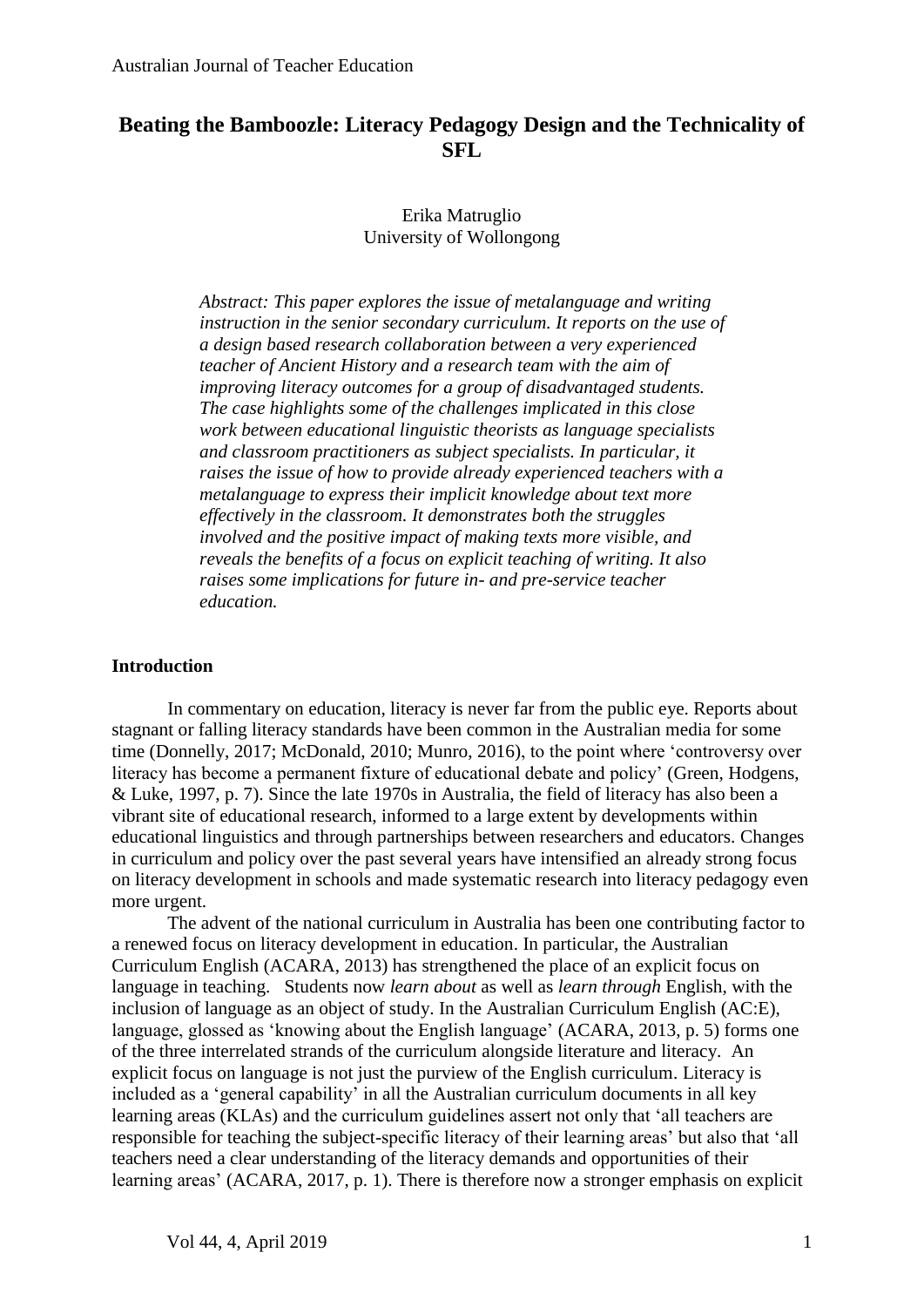# Beating the Bamboozle: Literacy Pedagogy Design and the Technicality of SFL

Erika Matruglio
University of Wollongong

*Abstract: This paper explores the issue of metalanguage and writing instruction in the senior secondary curriculum. It reports on the use of a design based research collaboration between a very experienced teacher of Ancient History and a research team with the aim of improving literacy outcomes for a group of disadvantaged students. The case highlights some of the challenges implicated in this close work between educational linguistic theorists as language specialists and classroom practitioners as subject specialists. In particular, it raises the issue of how to provide already experienced teachers with a metalanguage to express their implicit knowledge about text more effectively in the classroom. It demonstrates both the struggles involved and the positive impact of making texts more visible, and reveals the benefits of a focus on explicit teaching of writing. It also raises some implications for future in- and pre-service teacher education.*

## Introduction

In commentary on education, literacy is never far from the public eye. Reports about stagnant or falling literacy standards have been common in the Australian media for some time (Donnelly, 2017; McDonald, 2010; Munro, 2016), to the point where 'controversy over literacy has become a permanent fixture of educational debate and policy' (Green, Hodgens, & Luke, 1997, p. 7). Since the late 1970s in Australia, the field of literacy has also been a vibrant site of educational research, informed to a large extent by developments within educational linguistics and through partnerships between researchers and educators. Changes in curriculum and policy over the past several years have intensified an already strong focus on literacy development in schools and made systematic research into literacy pedagogy even more urgent.

The advent of the national curriculum in Australia has been one contributing factor to a renewed focus on literacy development in education. In particular, the Australian Curriculum English (ACARA, 2013) has strengthened the place of an explicit focus on language in teaching. Students now *learn about* as well as *learn through* English, with the inclusion of language as an object of study. In the Australian Curriculum English (AC:E), language, glossed as 'knowing about the English language' (ACARA, 2013, p. 5) forms one of the three interrelated strands of the curriculum alongside literature and literacy. An explicit focus on language is not just the purview of the English curriculum. Literacy is included as a 'general capability' in all the Australian curriculum documents in all key learning areas (KLAs) and the curriculum guidelines assert not only that 'all teachers are responsible for teaching the subject-specific literacy of their learning areas' but also that 'all teachers need a clear understanding of the literacy demands and opportunities of their learning areas' (ACARA, 2017, p. 1). There is therefore now a stronger emphasis on explicit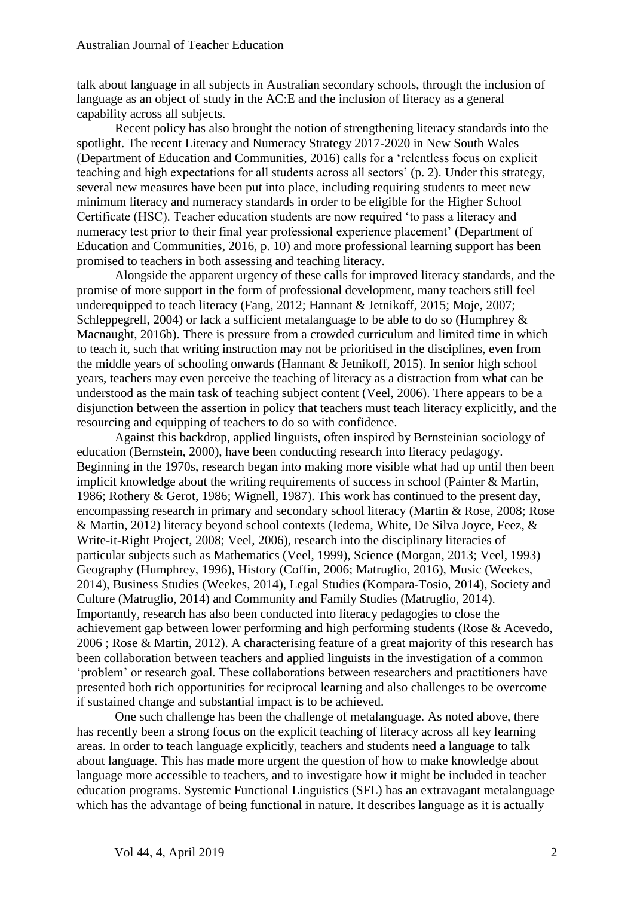talk about language in all subjects in Australian secondary schools, through the inclusion of language as an object of study in the AC:E and the inclusion of literacy as a general capability across all subjects.

Recent policy has also brought the notion of strengthening literacy standards into the spotlight. The recent Literacy and Numeracy Strategy 2017-2020 in New South Wales (Department of Education and Communities, 2016) calls for a 'relentless focus on explicit teaching and high expectations for all students across all sectors' (p. 2). Under this strategy, several new measures have been put into place, including requiring students to meet new minimum literacy and numeracy standards in order to be eligible for the Higher School Certificate (HSC). Teacher education students are now required 'to pass a literacy and numeracy test prior to their final year professional experience placement' (Department of Education and Communities, 2016, p. 10) and more professional learning support has been promised to teachers in both assessing and teaching literacy.

Alongside the apparent urgency of these calls for improved literacy standards, and the promise of more support in the form of professional development, many teachers still feel underequipped to teach literacy (Fang, 2012; Hannant & Jetnikoff, 2015; Moje, 2007; Schleppegrell, 2004) or lack a sufficient metalanguage to be able to do so (Humphrey & Macnaught, 2016b). There is pressure from a crowded curriculum and limited time in which to teach it, such that writing instruction may not be prioritised in the disciplines, even from the middle years of schooling onwards (Hannant & Jetnikoff, 2015). In senior high school years, teachers may even perceive the teaching of literacy as a distraction from what can be understood as the main task of teaching subject content (Veel, 2006). There appears to be a disjunction between the assertion in policy that teachers must teach literacy explicitly, and the resourcing and equipping of teachers to do so with confidence.

Against this backdrop, applied linguists, often inspired by Bernsteinian sociology of education (Bernstein, 2000), have been conducting research into literacy pedagogy. Beginning in the 1970s, research began into making more visible what had up until then been implicit knowledge about the writing requirements of success in school (Painter & Martin, 1986; Rothery & Gerot, 1986; Wignell, 1987). This work has continued to the present day, encompassing research in primary and secondary school literacy (Martin & Rose, 2008; Rose & Martin, 2012) literacy beyond school contexts (Iedema, White, De Silva Joyce, Feez, & Write-it-Right Project, 2008; Veel, 2006), research into the disciplinary literacies of particular subjects such as Mathematics (Veel, 1999), Science (Morgan, 2013; Veel, 1993) Geography (Humphrey, 1996), History (Coffin, 2006; Matruglio, 2016), Music (Weekes, 2014), Business Studies (Weekes, 2014), Legal Studies (Kompara-Tosio, 2014), Society and Culture (Matruglio, 2014) and Community and Family Studies (Matruglio, 2014). Importantly, research has also been conducted into literacy pedagogies to close the achievement gap between lower performing and high performing students (Rose & Acevedo, 2006 ; Rose & Martin, 2012). A characterising feature of a great majority of this research has been collaboration between teachers and applied linguists in the investigation of a common 'problem' or research goal. These collaborations between researchers and practitioners have presented both rich opportunities for reciprocal learning and also challenges to be overcome if sustained change and substantial impact is to be achieved.

One such challenge has been the challenge of metalanguage. As noted above, there has recently been a strong focus on the explicit teaching of literacy across all key learning areas. In order to teach language explicitly, teachers and students need a language to talk about language. This has made more urgent the question of how to make knowledge about language more accessible to teachers, and to investigate how it might be included in teacher education programs. Systemic Functional Linguistics (SFL) has an extravagant metalanguage which has the advantage of being functional in nature. It describes language as it is actually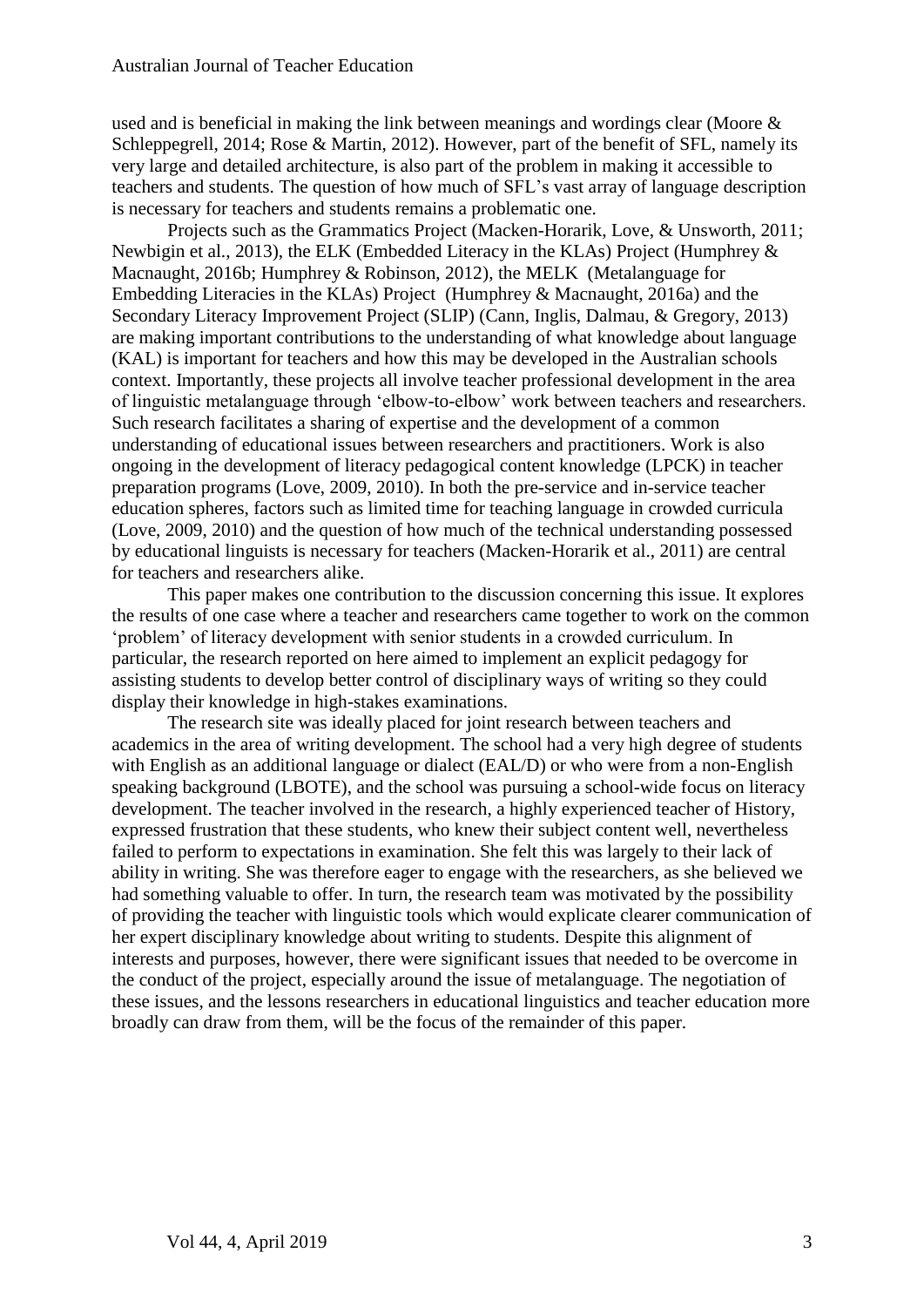used and is beneficial in making the link between meanings and wordings clear (Moore & Schleppegrell, 2014; Rose & Martin, 2012). However, part of the benefit of SFL, namely its very large and detailed architecture, is also part of the problem in making it accessible to teachers and students. The question of how much of SFL's vast array of language description is necessary for teachers and students remains a problematic one.

Projects such as the Grammatics Project (Macken-Horarik, Love, & Unsworth, 2011; Newbigin et al., 2013), the ELK (Embedded Literacy in the KLAs) Project (Humphrey & Macnaught, 2016b; Humphrey & Robinson, 2012), the MELK (Metalanguage for Embedding Literacies in the KLAs) Project (Humphrey & Macnaught, 2016a) and the Secondary Literacy Improvement Project (SLIP) (Cann, Inglis, Dalmau, & Gregory, 2013) are making important contributions to the understanding of what knowledge about language (KAL) is important for teachers and how this may be developed in the Australian schools context. Importantly, these projects all involve teacher professional development in the area of linguistic metalanguage through 'elbow-to-elbow' work between teachers and researchers. Such research facilitates a sharing of expertise and the development of a common understanding of educational issues between researchers and practitioners. Work is also ongoing in the development of literacy pedagogical content knowledge (LPCK) in teacher preparation programs (Love, 2009, 2010). In both the pre-service and in-service teacher education spheres, factors such as limited time for teaching language in crowded curricula (Love, 2009, 2010) and the question of how much of the technical understanding possessed by educational linguists is necessary for teachers (Macken-Horarik et al., 2011) are central for teachers and researchers alike.

This paper makes one contribution to the discussion concerning this issue. It explores the results of one case where a teacher and researchers came together to work on the common 'problem' of literacy development with senior students in a crowded curriculum. In particular, the research reported on here aimed to implement an explicit pedagogy for assisting students to develop better control of disciplinary ways of writing so they could display their knowledge in high-stakes examinations.

The research site was ideally placed for joint research between teachers and academics in the area of writing development. The school had a very high degree of students with English as an additional language or dialect (EAL/D) or who were from a non-English speaking background (LBOTE), and the school was pursuing a school-wide focus on literacy development. The teacher involved in the research, a highly experienced teacher of History, expressed frustration that these students, who knew their subject content well, nevertheless failed to perform to expectations in examination. She felt this was largely to their lack of ability in writing. She was therefore eager to engage with the researchers, as she believed we had something valuable to offer. In turn, the research team was motivated by the possibility of providing the teacher with linguistic tools which would explicate clearer communication of her expert disciplinary knowledge about writing to students. Despite this alignment of interests and purposes, however, there were significant issues that needed to be overcome in the conduct of the project, especially around the issue of metalanguage. The negotiation of these issues, and the lessons researchers in educational linguistics and teacher education more broadly can draw from them, will be the focus of the remainder of this paper.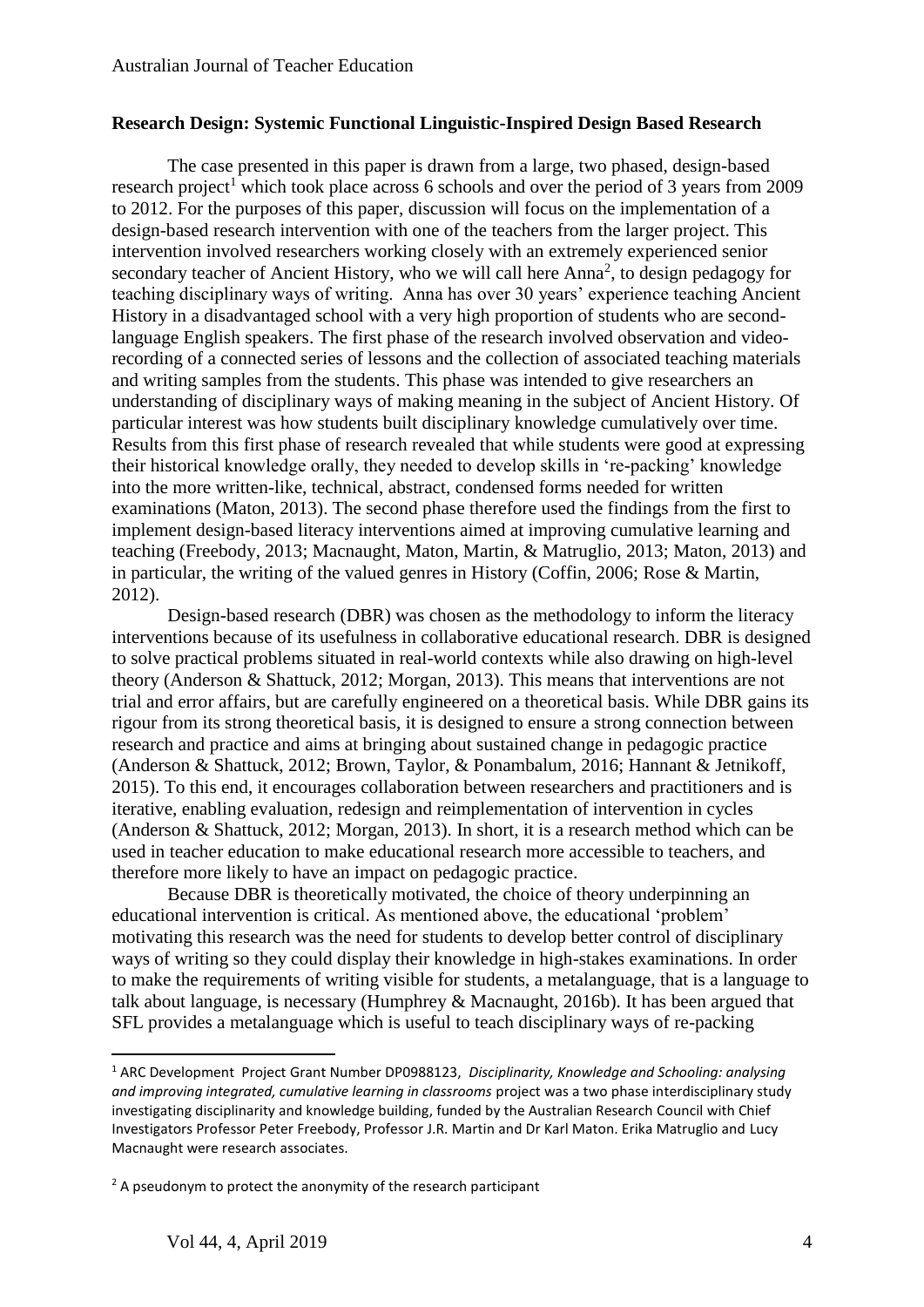## Research Design: Systemic Functional Linguistic-Inspired Design Based Research

The case presented in this paper is drawn from a large, two phased, design-based research project[1] which took place across 6 schools and over the period of 3 years from 2009 to 2012. For the purposes of this paper, discussion will focus on the implementation of a design-based research intervention with one of the teachers from the larger project. This intervention involved researchers working closely with an extremely experienced senior secondary teacher of Ancient History, who we will call here Anna[2], to design pedagogy for teaching disciplinary ways of writing. Anna has over 30 years' experience teaching Ancient History in a disadvantaged school with a very high proportion of students who are second-language English speakers. The first phase of the research involved observation and video-recording of a connected series of lessons and the collection of associated teaching materials and writing samples from the students. This phase was intended to give researchers an understanding of disciplinary ways of making meaning in the subject of Ancient History. Of particular interest was how students built disciplinary knowledge cumulatively over time. Results from this first phase of research revealed that while students were good at expressing their historical knowledge orally, they needed to develop skills in 're-packing' knowledge into the more written-like, technical, abstract, condensed forms needed for written examinations (Maton, 2013). The second phase therefore used the findings from the first to implement design-based literacy interventions aimed at improving cumulative learning and teaching (Freebody, 2013; Macnaught, Maton, Martin, & Matruglio, 2013; Maton, 2013) and in particular, the writing of the valued genres in History (Coffin, 2006; Rose & Martin, 2012).

Design-based research (DBR) was chosen as the methodology to inform the literacy interventions because of its usefulness in collaborative educational research. DBR is designed to solve practical problems situated in real-world contexts while also drawing on high-level theory (Anderson & Shattuck, 2012; Morgan, 2013). This means that interventions are not trial and error affairs, but are carefully engineered on a theoretical basis. While DBR gains its rigour from its strong theoretical basis, it is designed to ensure a strong connection between research and practice and aims at bringing about sustained change in pedagogic practice (Anderson & Shattuck, 2012; Brown, Taylor, & Ponambalum, 2016; Hannant & Jetnikoff, 2015). To this end, it encourages collaboration between researchers and practitioners and is iterative, enabling evaluation, redesign and reimplementation of intervention in cycles (Anderson & Shattuck, 2012; Morgan, 2013). In short, it is a research method which can be used in teacher education to make educational research more accessible to teachers, and therefore more likely to have an impact on pedagogic practice.

Because DBR is theoretically motivated, the choice of theory underpinning an educational intervention is critical. As mentioned above, the educational 'problem' motivating this research was the need for students to develop better control of disciplinary ways of writing so they could display their knowledge in high-stakes examinations. In order to make the requirements of writing visible for students, a metalanguage, that is a language to talk about language, is necessary (Humphrey & Macnaught, 2016b). It has been argued that SFL provides a metalanguage which is useful to teach disciplinary ways of re-packing

---

[1] ARC Development Project Grant Number DP0988123, *Disciplinarity, Knowledge and Schooling: analysing and improving integrated, cumulative learning in classrooms* project was a two phase interdisciplinary study investigating disciplinarity and knowledge building, funded by the Australian Research Council with Chief Investigators Professor Peter Freebody, Professor J.R. Martin and Dr Karl Maton. Erika Matruglio and Lucy Macnaught were research associates.

[2] A pseudonym to protect the anonymity of the research participant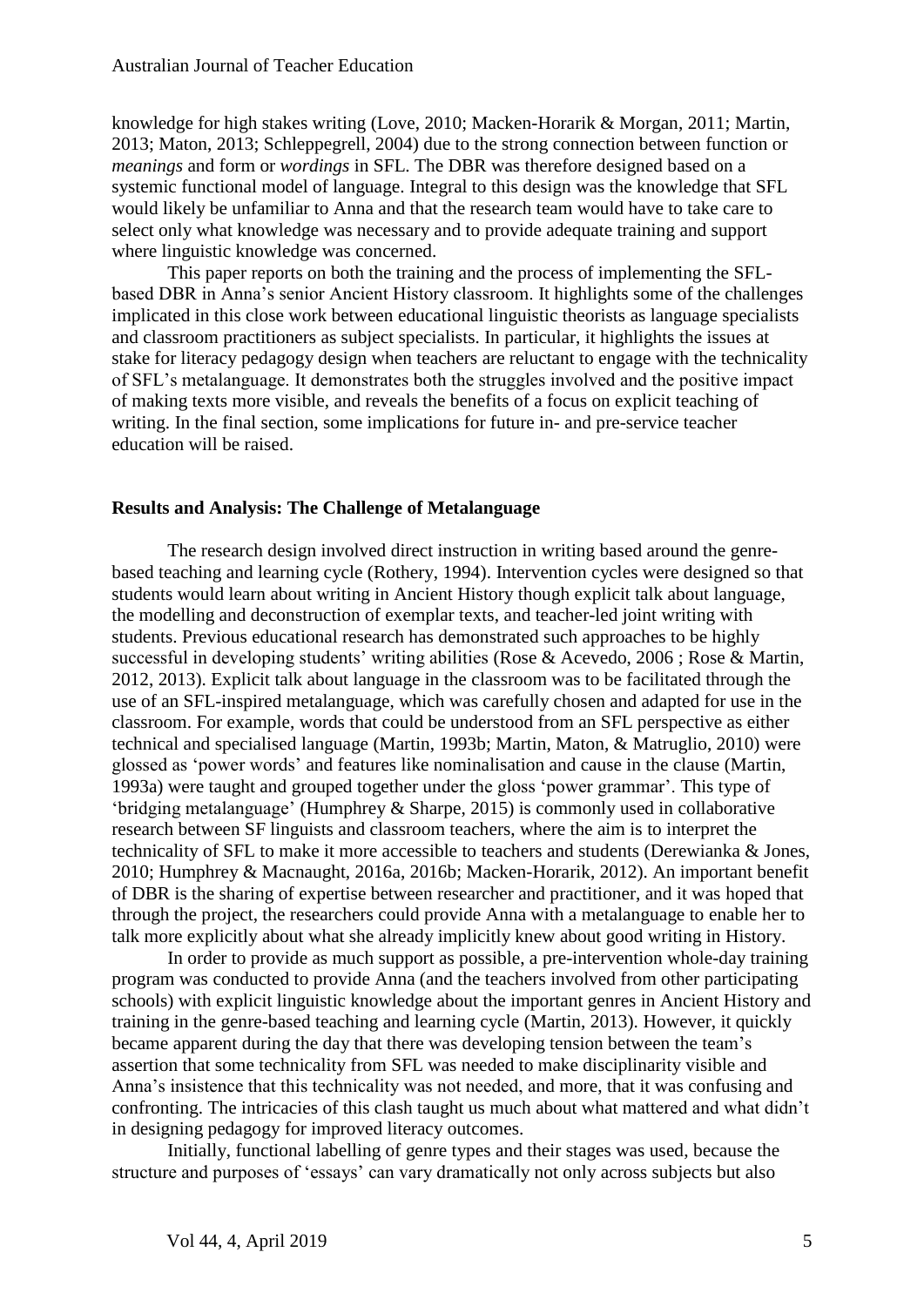knowledge for high stakes writing (Love, 2010; Macken-Horarik & Morgan, 2011; Martin, 2013; Maton, 2013; Schleppegrell, 2004) due to the strong connection between function or *meanings* and form or *wordings* in SFL. The DBR was therefore designed based on a systemic functional model of language. Integral to this design was the knowledge that SFL would likely be unfamiliar to Anna and that the research team would have to take care to select only what knowledge was necessary and to provide adequate training and support where linguistic knowledge was concerned.

This paper reports on both the training and the process of implementing the SFL-based DBR in Anna's senior Ancient History classroom. It highlights some of the challenges implicated in this close work between educational linguistic theorists as language specialists and classroom practitioners as subject specialists. In particular, it highlights the issues at stake for literacy pedagogy design when teachers are reluctant to engage with the technicality of SFL's metalanguage. It demonstrates both the struggles involved and the positive impact of making texts more visible, and reveals the benefits of a focus on explicit teaching of writing. In the final section, some implications for future in- and pre-service teacher education will be raised.

## Results and Analysis: The Challenge of Metalanguage

The research design involved direct instruction in writing based around the genre-based teaching and learning cycle (Rothery, 1994). Intervention cycles were designed so that students would learn about writing in Ancient History though explicit talk about language, the modelling and deconstruction of exemplar texts, and teacher-led joint writing with students. Previous educational research has demonstrated such approaches to be highly successful in developing students' writing abilities (Rose & Acevedo, 2006 ; Rose & Martin, 2012, 2013). Explicit talk about language in the classroom was to be facilitated through the use of an SFL-inspired metalanguage, which was carefully chosen and adapted for use in the classroom. For example, words that could be understood from an SFL perspective as either technical and specialised language (Martin, 1993b; Martin, Maton, & Matruglio, 2010) were glossed as 'power words' and features like nominalisation and cause in the clause (Martin, 1993a) were taught and grouped together under the gloss 'power grammar'. This type of 'bridging metalanguage' (Humphrey & Sharpe, 2015) is commonly used in collaborative research between SF linguists and classroom teachers, where the aim is to interpret the technicality of SFL to make it more accessible to teachers and students (Derewianka & Jones, 2010; Humphrey & Macnaught, 2016a, 2016b; Macken-Horarik, 2012). An important benefit of DBR is the sharing of expertise between researcher and practitioner, and it was hoped that through the project, the researchers could provide Anna with a metalanguage to enable her to talk more explicitly about what she already implicitly knew about good writing in History.

In order to provide as much support as possible, a pre-intervention whole-day training program was conducted to provide Anna (and the teachers involved from other participating schools) with explicit linguistic knowledge about the important genres in Ancient History and training in the genre-based teaching and learning cycle (Martin, 2013). However, it quickly became apparent during the day that there was developing tension between the team's assertion that some technicality from SFL was needed to make disciplinarity visible and Anna's insistence that this technicality was not needed, and more, that it was confusing and confronting. The intricacies of this clash taught us much about what mattered and what didn't in designing pedagogy for improved literacy outcomes.

Initially, functional labelling of genre types and their stages was used, because the structure and purposes of 'essays' can vary dramatically not only across subjects but also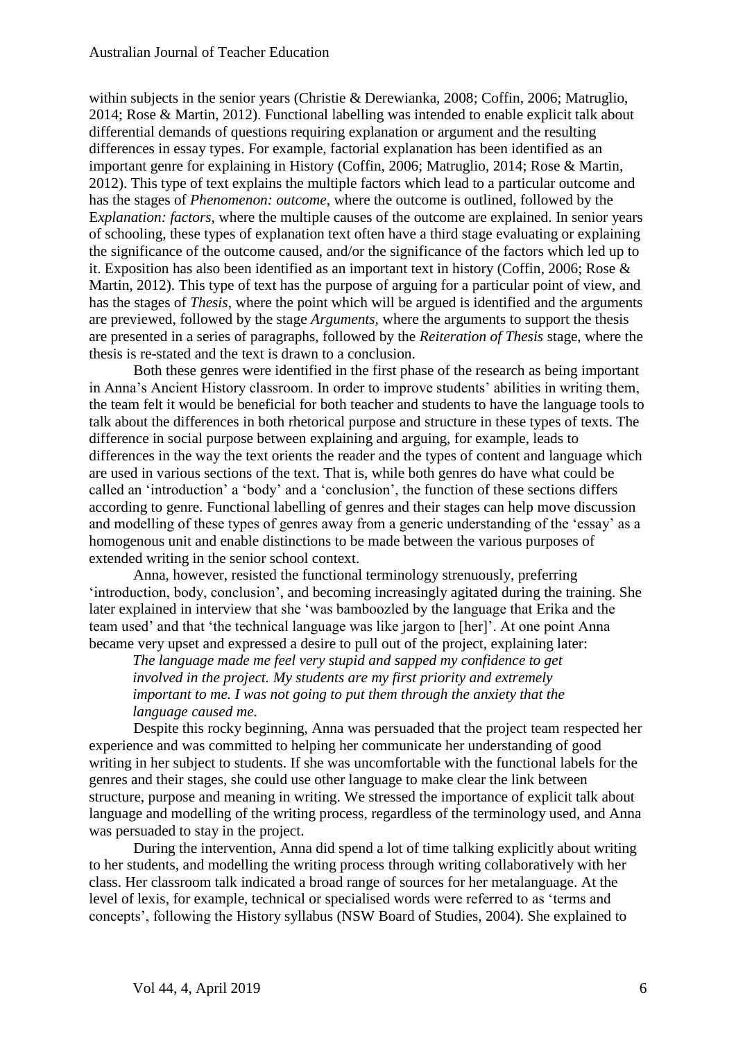within subjects in the senior years (Christie & Derewianka, 2008; Coffin, 2006; Matruglio, 2014; Rose & Martin, 2012). Functional labelling was intended to enable explicit talk about differential demands of questions requiring explanation or argument and the resulting differences in essay types. For example, factorial explanation has been identified as an important genre for explaining in History (Coffin, 2006; Matruglio, 2014; Rose & Martin, 2012). This type of text explains the multiple factors which lead to a particular outcome and has the stages of *Phenomenon: outcome*, where the outcome is outlined, followed by the E*xplanation: factors*, where the multiple causes of the outcome are explained. In senior years of schooling, these types of explanation text often have a third stage evaluating or explaining the significance of the outcome caused, and/or the significance of the factors which led up to it. Exposition has also been identified as an important text in history (Coffin, 2006; Rose & Martin, 2012). This type of text has the purpose of arguing for a particular point of view, and has the stages of *Thesis*, where the point which will be argued is identified and the arguments are previewed, followed by the stage *Arguments*, where the arguments to support the thesis are presented in a series of paragraphs, followed by the *Reiteration of Thesis* stage, where the thesis is re-stated and the text is drawn to a conclusion.

Both these genres were identified in the first phase of the research as being important in Anna's Ancient History classroom. In order to improve students' abilities in writing them, the team felt it would be beneficial for both teacher and students to have the language tools to talk about the differences in both rhetorical purpose and structure in these types of texts. The difference in social purpose between explaining and arguing, for example, leads to differences in the way the text orients the reader and the types of content and language which are used in various sections of the text. That is, while both genres do have what could be called an 'introduction' a 'body' and a 'conclusion', the function of these sections differs according to genre. Functional labelling of genres and their stages can help move discussion and modelling of these types of genres away from a generic understanding of the 'essay' as a homogenous unit and enable distinctions to be made between the various purposes of extended writing in the senior school context.

Anna, however, resisted the functional terminology strenuously, preferring 'introduction, body, conclusion', and becoming increasingly agitated during the training. She later explained in interview that she 'was bamboozled by the language that Erika and the team used' and that 'the technical language was like jargon to [her]'. At one point Anna became very upset and expressed a desire to pull out of the project, explaining later:

> *The language made me feel very stupid and sapped my confidence to get involved in the project. My students are my first priority and extremely important to me. I was not going to put them through the anxiety that the language caused me.*

Despite this rocky beginning, Anna was persuaded that the project team respected her experience and was committed to helping her communicate her understanding of good writing in her subject to students. If she was uncomfortable with the functional labels for the genres and their stages, she could use other language to make clear the link between structure, purpose and meaning in writing. We stressed the importance of explicit talk about language and modelling of the writing process, regardless of the terminology used, and Anna was persuaded to stay in the project.

During the intervention, Anna did spend a lot of time talking explicitly about writing to her students, and modelling the writing process through writing collaboratively with her class. Her classroom talk indicated a broad range of sources for her metalanguage. At the level of lexis, for example, technical or specialised words were referred to as 'terms and concepts', following the History syllabus (NSW Board of Studies, 2004). She explained to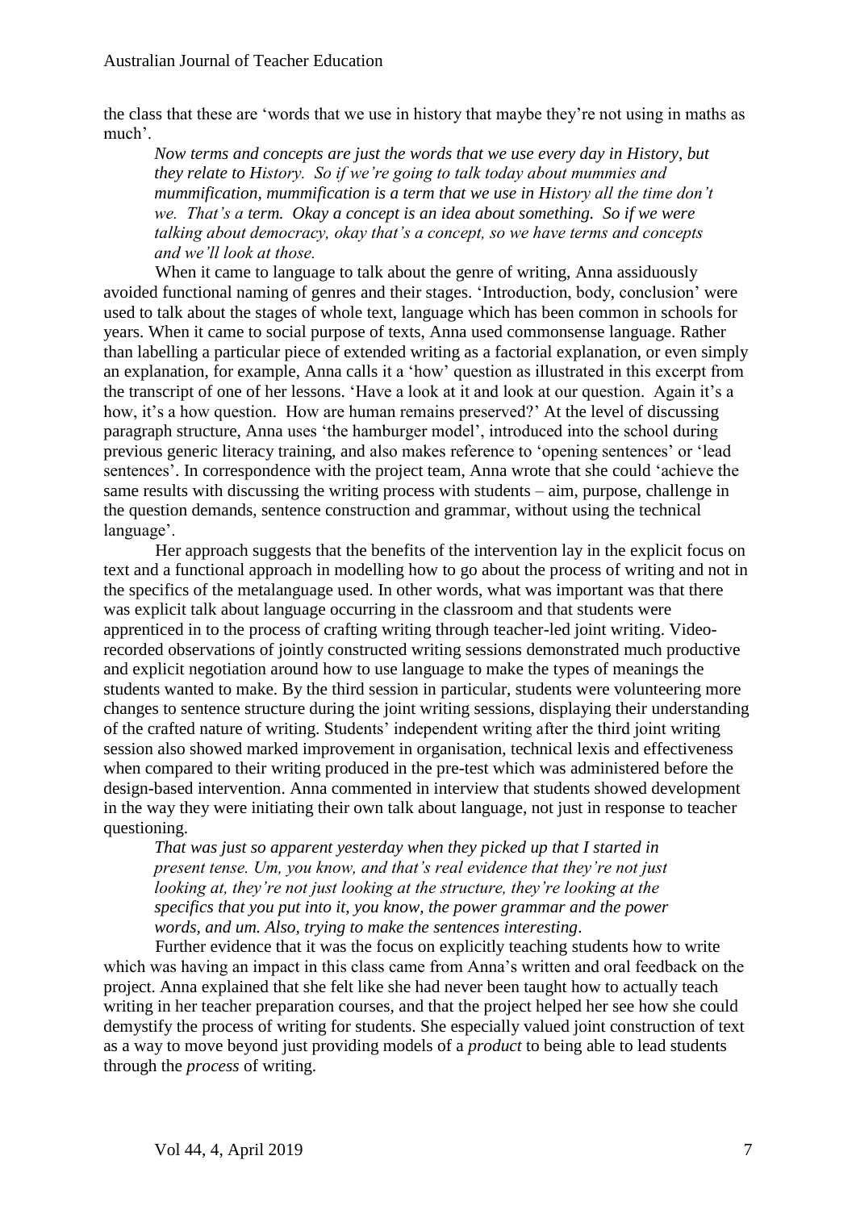the class that these are 'words that we use in history that maybe they're not using in maths as much'.

> *Now terms and concepts are just the words that we use every day in History, but they relate to History. So if we're going to talk today about mummies and mummification, mummification is a term that we use in History all the time don't we. That's a term. Okay a concept is an idea about something. So if we were talking about democracy, okay that's a concept, so we have terms and concepts and we'll look at those.*

When it came to language to talk about the genre of writing, Anna assiduously avoided functional naming of genres and their stages. 'Introduction, body, conclusion' were used to talk about the stages of whole text, language which has been common in schools for years. When it came to social purpose of texts, Anna used commonsense language. Rather than labelling a particular piece of extended writing as a factorial explanation, or even simply an explanation, for example, Anna calls it a 'how' question as illustrated in this excerpt from the transcript of one of her lessons. 'Have a look at it and look at our question. Again it's a how, it's a how question. How are human remains preserved?' At the level of discussing paragraph structure, Anna uses 'the hamburger model', introduced into the school during previous generic literacy training, and also makes reference to 'opening sentences' or 'lead sentences'. In correspondence with the project team, Anna wrote that she could 'achieve the same results with discussing the writing process with students – aim, purpose, challenge in the question demands, sentence construction and grammar, without using the technical language'.

Her approach suggests that the benefits of the intervention lay in the explicit focus on text and a functional approach in modelling how to go about the process of writing and not in the specifics of the metalanguage used. In other words, what was important was that there was explicit talk about language occurring in the classroom and that students were apprenticed in to the process of crafting writing through teacher-led joint writing. Video-recorded observations of jointly constructed writing sessions demonstrated much productive and explicit negotiation around how to use language to make the types of meanings the students wanted to make. By the third session in particular, students were volunteering more changes to sentence structure during the joint writing sessions, displaying their understanding of the crafted nature of writing. Students' independent writing after the third joint writing session also showed marked improvement in organisation, technical lexis and effectiveness when compared to their writing produced in the pre-test which was administered before the design-based intervention. Anna commented in interview that students showed development in the way they were initiating their own talk about language, not just in response to teacher questioning.

> *That was just so apparent yesterday when they picked up that I started in present tense. Um, you know, and that's real evidence that they're not just looking at, they're not just looking at the structure, they're looking at the specifics that you put into it, you know, the power grammar and the power words, and um. Also, trying to make the sentences interesting.*

Further evidence that it was the focus on explicitly teaching students how to write which was having an impact in this class came from Anna's written and oral feedback on the project. Anna explained that she felt like she had never been taught how to actually teach writing in her teacher preparation courses, and that the project helped her see how she could demystify the process of writing for students. She especially valued joint construction of text as a way to move beyond just providing models of a *product* to being able to lead students through the *process* of writing.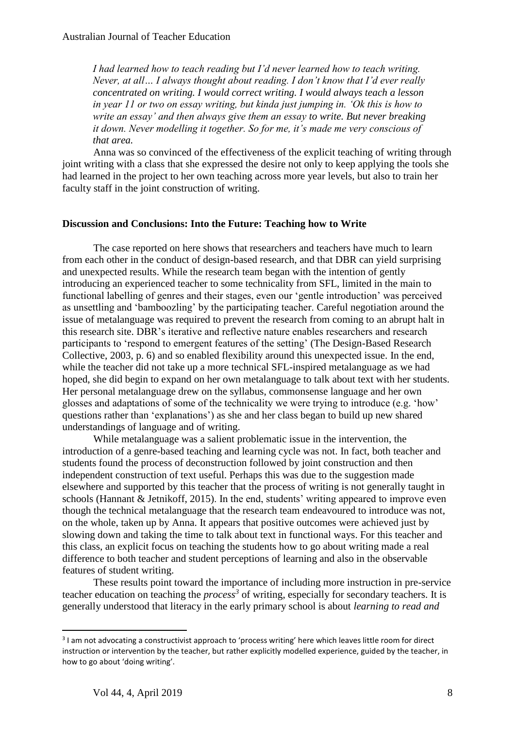*I had learned how to teach reading but I'd never learned how to teach writing. Never, at all… I always thought about reading. I don't know that I'd ever really concentrated on writing. I would correct writing. I would always teach a lesson in year 11 or two on essay writing, but kinda just jumping in. 'Ok this is how to write an essay' and then always give them an essay to write. But never breaking it down. Never modelling it together. So for me, it's made me very conscious of that area.*

Anna was so convinced of the effectiveness of the explicit teaching of writing through joint writing with a class that she expressed the desire not only to keep applying the tools she had learned in the project to her own teaching across more year levels, but also to train her faculty staff in the joint construction of writing.

## Discussion and Conclusions: Into the Future: Teaching how to Write

The case reported on here shows that researchers and teachers have much to learn from each other in the conduct of design-based research, and that DBR can yield surprising and unexpected results. While the research team began with the intention of gently introducing an experienced teacher to some technicality from SFL, limited in the main to functional labelling of genres and their stages, even our 'gentle introduction' was perceived as unsettling and 'bamboozling' by the participating teacher. Careful negotiation around the issue of metalanguage was required to prevent the research from coming to an abrupt halt in this research site. DBR's iterative and reflective nature enables researchers and research participants to 'respond to emergent features of the setting' (The Design-Based Research Collective, 2003, p. 6) and so enabled flexibility around this unexpected issue. In the end, while the teacher did not take up a more technical SFL-inspired metalanguage as we had hoped, she did begin to expand on her own metalanguage to talk about text with her students. Her personal metalanguage drew on the syllabus, commonsense language and her own glosses and adaptations of some of the technicality we were trying to introduce (e.g. 'how' questions rather than 'explanations') as she and her class began to build up new shared understandings of language and of writing.

While metalanguage was a salient problematic issue in the intervention, the introduction of a genre-based teaching and learning cycle was not. In fact, both teacher and students found the process of deconstruction followed by joint construction and then independent construction of text useful. Perhaps this was due to the suggestion made elsewhere and supported by this teacher that the process of writing is not generally taught in schools (Hannant & Jetnikoff, 2015). In the end, students' writing appeared to improve even though the technical metalanguage that the research team endeavoured to introduce was not, on the whole, taken up by Anna. It appears that positive outcomes were achieved just by slowing down and taking the time to talk about text in functional ways. For this teacher and this class, an explicit focus on teaching the students how to go about writing made a real difference to both teacher and student perceptions of learning and also in the observable features of student writing.

These results point toward the importance of including more instruction in pre-service teacher education on teaching the *process*[3] of writing, especially for secondary teachers. It is generally understood that literacy in the early primary school is about *learning to read and*

---

[3] I am not advocating a constructivist approach to 'process writing' here which leaves little room for direct instruction or intervention by the teacher, but rather explicitly modelled experience, guided by the teacher, in how to go about 'doing writing'.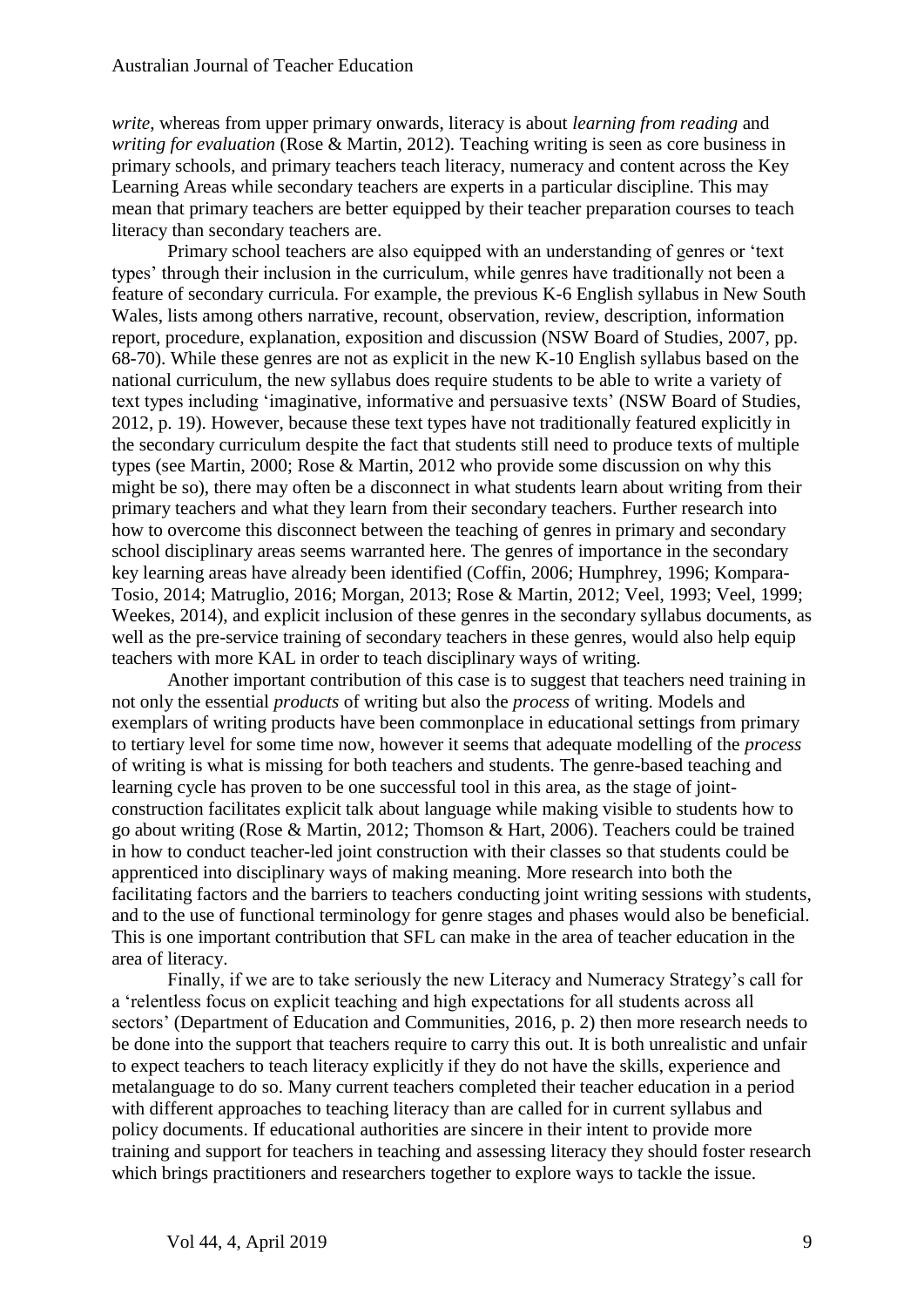*write*, whereas from upper primary onwards, literacy is about *learning from reading* and *writing for evaluation* (Rose & Martin, 2012). Teaching writing is seen as core business in primary schools, and primary teachers teach literacy, numeracy and content across the Key Learning Areas while secondary teachers are experts in a particular discipline. This may mean that primary teachers are better equipped by their teacher preparation courses to teach literacy than secondary teachers are.

Primary school teachers are also equipped with an understanding of genres or 'text types' through their inclusion in the curriculum, while genres have traditionally not been a feature of secondary curricula. For example, the previous K-6 English syllabus in New South Wales, lists among others narrative, recount, observation, review, description, information report, procedure, explanation, exposition and discussion (NSW Board of Studies, 2007, pp. 68-70). While these genres are not as explicit in the new K-10 English syllabus based on the national curriculum, the new syllabus does require students to be able to write a variety of text types including 'imaginative, informative and persuasive texts' (NSW Board of Studies, 2012, p. 19). However, because these text types have not traditionally featured explicitly in the secondary curriculum despite the fact that students still need to produce texts of multiple types (see Martin, 2000; Rose & Martin, 2012 who provide some discussion on why this might be so), there may often be a disconnect in what students learn about writing from their primary teachers and what they learn from their secondary teachers. Further research into how to overcome this disconnect between the teaching of genres in primary and secondary school disciplinary areas seems warranted here. The genres of importance in the secondary key learning areas have already been identified (Coffin, 2006; Humphrey, 1996; Kompara-Tosio, 2014; Matruglio, 2016; Morgan, 2013; Rose & Martin, 2012; Veel, 1993; Veel, 1999; Weekes, 2014), and explicit inclusion of these genres in the secondary syllabus documents, as well as the pre-service training of secondary teachers in these genres, would also help equip teachers with more KAL in order to teach disciplinary ways of writing.

Another important contribution of this case is to suggest that teachers need training in not only the essential *products* of writing but also the *process* of writing. Models and exemplars of writing products have been commonplace in educational settings from primary to tertiary level for some time now, however it seems that adequate modelling of the *process* of writing is what is missing for both teachers and students. The genre-based teaching and learning cycle has proven to be one successful tool in this area, as the stage of joint-construction facilitates explicit talk about language while making visible to students how to go about writing (Rose & Martin, 2012; Thomson & Hart, 2006). Teachers could be trained in how to conduct teacher-led joint construction with their classes so that students could be apprenticed into disciplinary ways of making meaning. More research into both the facilitating factors and the barriers to teachers conducting joint writing sessions with students, and to the use of functional terminology for genre stages and phases would also be beneficial. This is one important contribution that SFL can make in the area of teacher education in the area of literacy.

Finally, if we are to take seriously the new Literacy and Numeracy Strategy's call for a 'relentless focus on explicit teaching and high expectations for all students across all sectors' (Department of Education and Communities, 2016, p. 2) then more research needs to be done into the support that teachers require to carry this out. It is both unrealistic and unfair to expect teachers to teach literacy explicitly if they do not have the skills, experience and metalanguage to do so. Many current teachers completed their teacher education in a period with different approaches to teaching literacy than are called for in current syllabus and policy documents. If educational authorities are sincere in their intent to provide more training and support for teachers in teaching and assessing literacy they should foster research which brings practitioners and researchers together to explore ways to tackle the issue.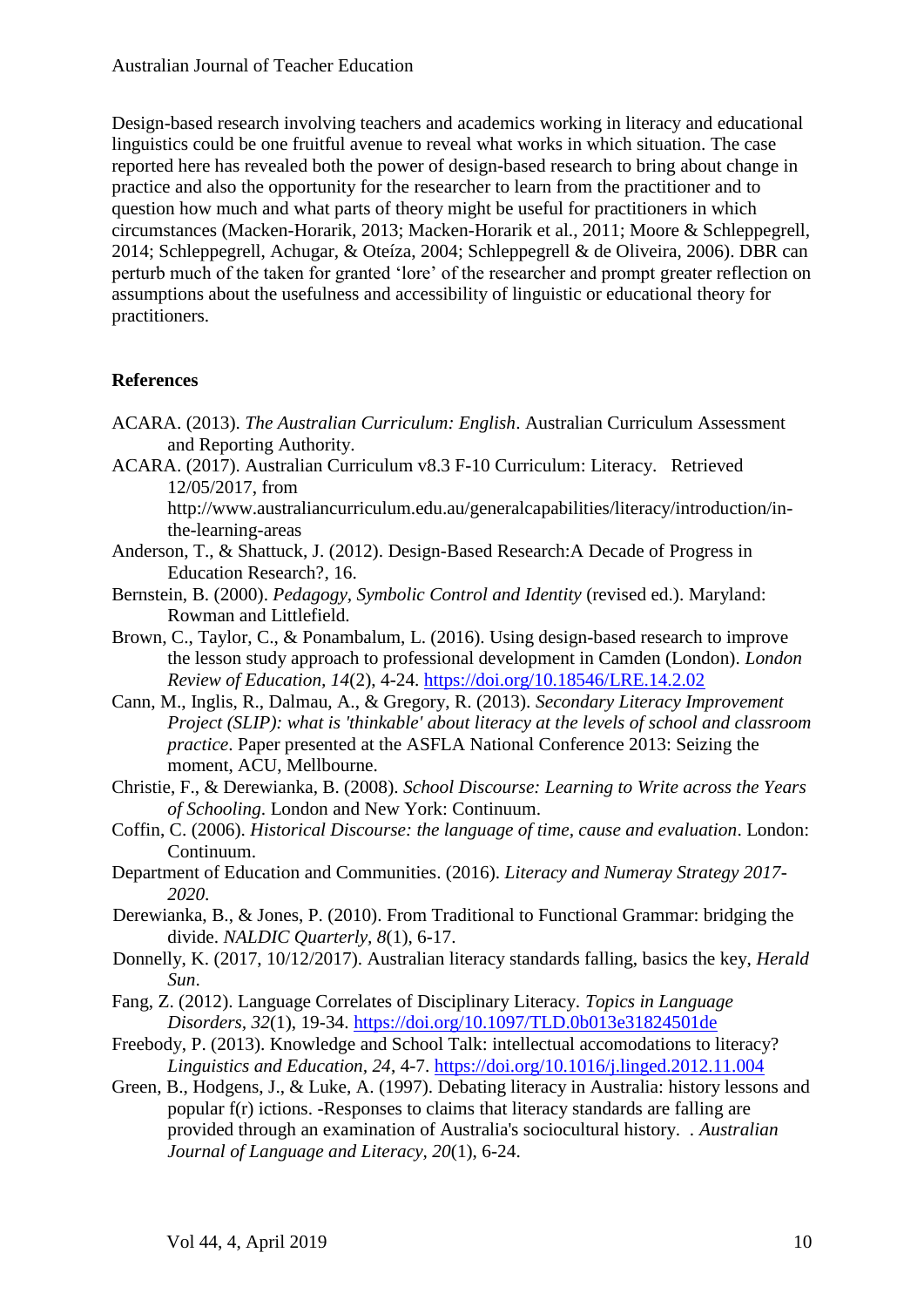Design-based research involving teachers and academics working in literacy and educational linguistics could be one fruitful avenue to reveal what works in which situation. The case reported here has revealed both the power of design-based research to bring about change in practice and also the opportunity for the researcher to learn from the practitioner and to question how much and what parts of theory might be useful for practitioners in which circumstances (Macken-Horarik, 2013; Macken-Horarik et al., 2011; Moore & Schleppegrell, 2014; Schleppegrell, Achugar, & Oteíza, 2004; Schleppegrell & de Oliveira, 2006). DBR can perturb much of the taken for granted 'lore' of the researcher and prompt greater reflection on assumptions about the usefulness and accessibility of linguistic or educational theory for practitioners.

## References

ACARA. (2013). *The Australian Curriculum: English*. Australian Curriculum Assessment and Reporting Authority.

ACARA. (2017). Australian Curriculum v8.3 F-10 Curriculum: Literacy. Retrieved 12/05/2017, from http://www.australiancurriculum.edu.au/generalcapabilities/literacy/introduction/in-the-learning-areas

Anderson, T., & Shattuck, J. (2012). Design-Based Research:A Decade of Progress in Education Research?, 16.

Bernstein, B. (2000). *Pedagogy, Symbolic Control and Identity* (revised ed.). Maryland: Rowman and Littlefield.

Brown, C., Taylor, C., & Ponambalum, L. (2016). Using design-based research to improve the lesson study approach to professional development in Camden (London). *London Review of Education, 14*(2), 4-24. https://doi.org/10.18546/LRE.14.2.02

Cann, M., Inglis, R., Dalmau, A., & Gregory, R. (2013). *Secondary Literacy Improvement Project (SLIP): what is 'thinkable' about literacy at the levels of school and classroom practice*. Paper presented at the ASFLA National Conference 2013: Seizing the moment, ACU, Mellbourne.

Christie, F., & Derewianka, B. (2008). *School Discourse: Learning to Write across the Years of Schooling*. London and New York: Continuum.

Coffin, C. (2006). *Historical Discourse: the language of time, cause and evaluation*. London: Continuum.

Department of Education and Communities. (2016). *Literacy and Numeray Strategy 2017-2020*.

Derewianka, B., & Jones, P. (2010). From Traditional to Functional Grammar: bridging the divide. *NALDIC Quarterly, 8*(1), 6-17.

Donnelly, K. (2017, 10/12/2017). Australian literacy standards falling, basics the key, *Herald Sun*.

Fang, Z. (2012). Language Correlates of Disciplinary Literacy. *Topics in Language Disorders, 32*(1), 19-34. https://doi.org/10.1097/TLD.0b013e31824501de

Freebody, P. (2013). Knowledge and School Talk: intellectual accomodations to literacy? *Linguistics and Education, 24*, 4-7. https://doi.org/10.1016/j.linged.2012.11.004

Green, B., Hodgens, J., & Luke, A. (1997). Debating literacy in Australia: history lessons and popular f(r) ictions. -Responses to claims that literacy standards are falling are provided through an examination of Australia's sociocultural history. . *Australian Journal of Language and Literacy, 20*(1), 6-24.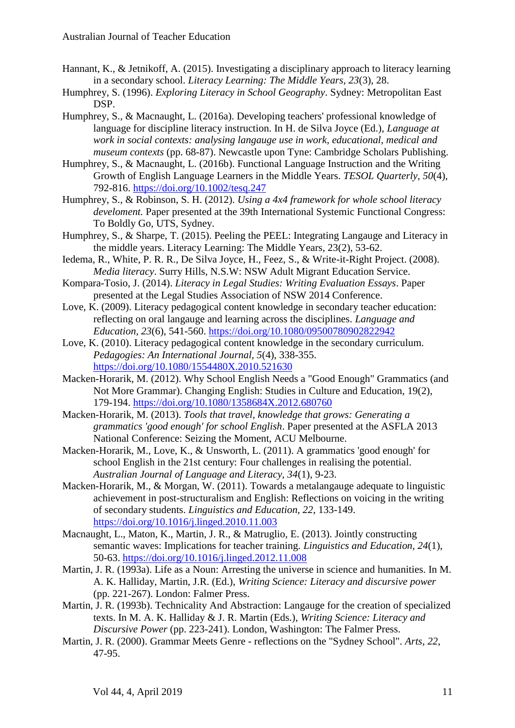Hannant, K., & Jetnikoff, A. (2015). Investigating a disciplinary approach to literacy learning in a secondary school. *Literacy Learning: The Middle Years, 23*(3), 28.

Humphrey, S. (1996). *Exploring Literacy in School Geography*. Sydney: Metropolitan East DSP.

Humphrey, S., & Macnaught, L. (2016a). Developing teachers' professional knowledge of language for discipline literacy instruction. In H. de Silva Joyce (Ed.), *Language at work in social contexts: analysing langauge use in work, educational, medical and museum contexts* (pp. 68-87). Newcastle upon Tyne: Cambridge Scholars Publishing.

Humphrey, S., & Macnaught, L. (2016b). Functional Language Instruction and the Writing Growth of English Language Learners in the Middle Years. *TESOL Quarterly, 50*(4), 792-816. https://doi.org/10.1002/tesq.247

Humphrey, S., & Robinson, S. H. (2012). *Using a 4x4 framework for whole school literacy develoment.* Paper presented at the 39th International Systemic Functional Congress: To Boldly Go, UTS, Sydney.

Humphrey, S., & Sharpe, T. (2015). Peeling the PEEL: Integrating Langauge and Literacy in the middle years. Literacy Learning: The Middle Years, 23(2), 53-62.

Iedema, R., White, P. R. R., De Silva Joyce, H., Feez, S., & Write-it-Right Project. (2008). *Media literacy*. Surry Hills, N.S.W: NSW Adult Migrant Education Service.

Kompara-Tosio, J. (2014). *Literacy in Legal Studies: Writing Evaluation Essays*. Paper presented at the Legal Studies Association of NSW 2014 Conference.

Love, K. (2009). Literacy pedagogical content knowledge in secondary teacher education: reflecting on oral langauge and learning across the disciplines. *Language and Education, 23*(6), 541-560. https://doi.org/10.1080/09500780902822942

Love, K. (2010). Literacy pedagogical content knowledge in the secondary curriculum. *Pedagogies: An International Journal, 5*(4), 338-355. https://doi.org/10.1080/1554480X.2010.521630

Macken-Horarik, M. (2012). Why School English Needs a "Good Enough" Grammatics (and Not More Grammar). Changing English: Studies in Culture and Education, 19(2), 179-194. https://doi.org/10.1080/1358684X.2012.680760

Macken-Horarik, M. (2013). *Tools that travel, knowledge that grows: Generating a grammatics 'good enough' for school English*. Paper presented at the ASFLA 2013 National Conference: Seizing the Moment, ACU Melbourne.

Macken-Horarik, M., Love, K., & Unsworth, L. (2011). A grammatics 'good enough' for school English in the 21st century: Four challenges in realising the potential. *Australian Journal of Language and Literacy, 34*(1), 9-23.

Macken-Horarik, M., & Morgan, W. (2011). Towards a metalangauge adequate to linguistic achievement in post-structuralism and English: Reflections on voicing in the writing of secondary students. *Linguistics and Education, 22*, 133-149. https://doi.org/10.1016/j.linged.2010.11.003

Macnaught, L., Maton, K., Martin, J. R., & Matruglio, E. (2013). Jointly constructing semantic waves: Implications for teacher training. *Linguistics and Education, 24*(1), 50-63. https://doi.org/10.1016/j.linged.2012.11.008

Martin, J. R. (1993a). Life as a Noun: Arresting the universe in science and humanities. In M. A. K. Halliday, Martin, J.R. (Ed.), *Writing Science: Literacy and discursive power* (pp. 221-267). London: Falmer Press.

Martin, J. R. (1993b). Technicality And Abstraction: Langauge for the creation of specialized texts. In M. A. K. Halliday & J. R. Martin (Eds.), *Writing Science: Literacy and Discursive Power* (pp. 223-241). London, Washington: The Falmer Press.

Martin, J. R. (2000). Grammar Meets Genre - reflections on the "Sydney School". *Arts, 22*, 47-95.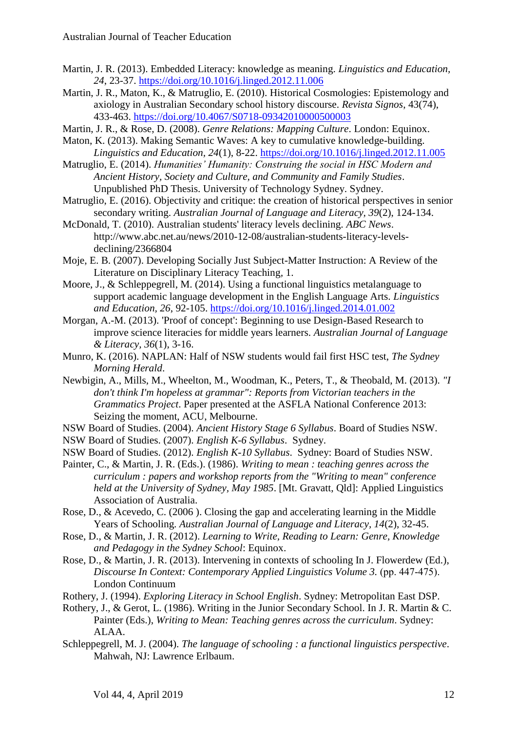Martin, J. R. (2013). Embedded Literacy: knowledge as meaning. *Linguistics and Education, 24*, 23-37. https://doi.org/10.1016/j.linged.2012.11.006

Martin, J. R., Maton, K., & Matruglio, E. (2010). Historical Cosmologies: Epistemology and axiology in Australian Secondary school history discourse. *Revista Signos*, 43(74), 433-463. https://doi.org/10.4067/S0718-09342010000500003

Martin, J. R., & Rose, D. (2008). *Genre Relations: Mapping Culture*. London: Equinox.

Maton, K. (2013). Making Semantic Waves: A key to cumulative knowledge-building. *Linguistics and Education, 24*(1), 8-22. https://doi.org/10.1016/j.linged.2012.11.005

Matruglio, E. (2014). *Humanities' Humanity: Construing the social in HSC Modern and Ancient History, Society and Culture, and Community and Family Studies*. Unpublished PhD Thesis. University of Technology Sydney. Sydney.

Matruglio, E. (2016). Objectivity and critique: the creation of historical perspectives in senior secondary writing. *Australian Journal of Language and Literacy, 39*(2), 124-134.

McDonald, T. (2010). Australian students' literacy levels declining. *ABC News*. http://www.abc.net.au/news/2010-12-08/australian-students-literacy-levels-declining/2366804

Moje, E. B. (2007). Developing Socially Just Subject-Matter Instruction: A Review of the Literature on Disciplinary Literacy Teaching, 1.

Moore, J., & Schleppegrell, M. (2014). Using a functional linguistics metalanguage to support academic language development in the English Language Arts. *Linguistics and Education, 26*, 92-105. https://doi.org/10.1016/j.linged.2014.01.002

Morgan, A.-M. (2013). 'Proof of concept': Beginning to use Design-Based Research to improve science literacies for middle years learners. *Australian Journal of Language & Literacy, 36*(1), 3-16.

Munro, K. (2016). NAPLAN: Half of NSW students would fail first HSC test, *The Sydney Morning Herald*.

Newbigin, A., Mills, M., Wheelton, M., Woodman, K., Peters, T., & Theobald, M. (2013). *"I don't think I'm hopeless at grammar": Reports from Victorian teachers in the Grammatics Project*. Paper presented at the ASFLA National Conference 2013: Seizing the moment, ACU, Melbourne.

NSW Board of Studies. (2004). *Ancient History Stage 6 Syllabus*. Board of Studies NSW.

NSW Board of Studies. (2007). *English K-6 Syllabus*. Sydney.

NSW Board of Studies. (2012). *English K-10 Syllabus*. Sydney: Board of Studies NSW.

Painter, C., & Martin, J. R. (Eds.). (1986). *Writing to mean : teaching genres across the curriculum : papers and workshop reports from the "Writing to mean" conference held at the University of Sydney, May 1985*. [Mt. Gravatt, Qld]: Applied Linguistics Association of Australia.

Rose, D., & Acevedo, C. (2006 ). Closing the gap and accelerating learning in the Middle Years of Schooling. *Australian Journal of Language and Literacy, 14*(2), 32-45.

Rose, D., & Martin, J. R. (2012). *Learning to Write, Reading to Learn: Genre, Knowledge and Pedagogy in the Sydney School*: Equinox.

Rose, D., & Martin, J. R. (2013). Intervening in contexts of schooling In J. Flowerdew (Ed.), *Discourse In Context: Contemporary Applied Linguistics Volume 3*. (pp. 447-475). London Continuum

Rothery, J. (1994). *Exploring Literacy in School English*. Sydney: Metropolitan East DSP.

Rothery, J., & Gerot, L. (1986). Writing in the Junior Secondary School. In J. R. Martin & C. Painter (Eds.), *Writing to Mean: Teaching genres across the curriculum*. Sydney: ALAA.

Schleppegrell, M. J. (2004). *The language of schooling : a functional linguistics perspective*. Mahwah, NJ: Lawrence Erlbaum.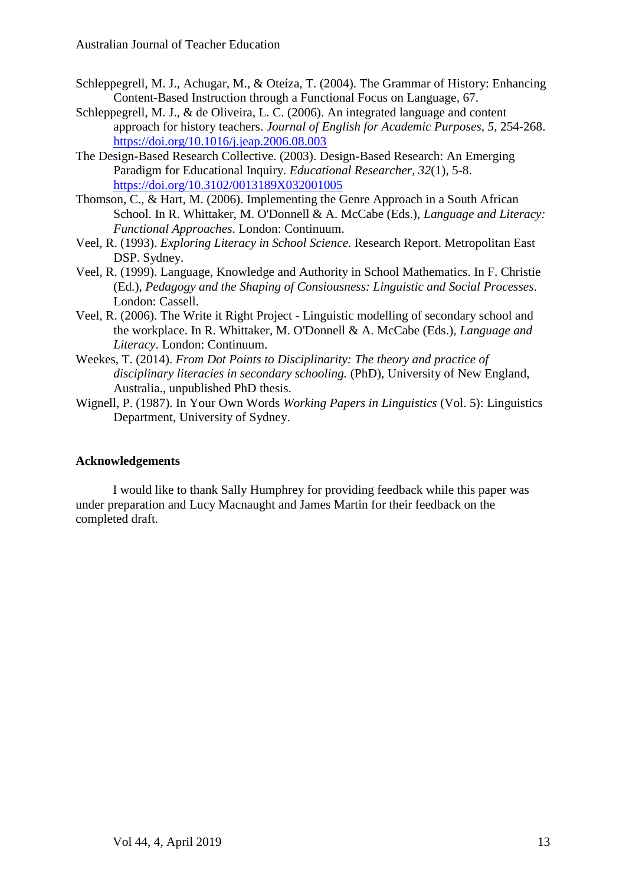Schleppegrell, M. J., Achugar, M., & Oteíza, T. (2004). The Grammar of History: Enhancing Content-Based Instruction through a Functional Focus on Language, 67.

Schleppegrell, M. J., & de Oliveira, L. C. (2006). An integrated language and content approach for history teachers. *Journal of English for Academic Purposes*, *5*, 254-268. https://doi.org/10.1016/j.jeap.2006.08.003

The Design-Based Research Collective. (2003). Design-Based Research: An Emerging Paradigm for Educational Inquiry. *Educational Researcher*, *32*(1), 5-8. https://doi.org/10.3102/0013189X032001005

Thomson, C., & Hart, M. (2006). Implementing the Genre Approach in a South African School. In R. Whittaker, M. O'Donnell & A. McCabe (Eds.), *Language and Literacy: Functional Approaches*. London: Continuum.

Veel, R. (1993). *Exploring Literacy in School Science*. Research Report. Metropolitan East DSP. Sydney.

Veel, R. (1999). Language, Knowledge and Authority in School Mathematics. In F. Christie (Ed.), *Pedagogy and the Shaping of Consiousness: Linguistic and Social Processes*. London: Cassell.

Veel, R. (2006). The Write it Right Project - Linguistic modelling of secondary school and the workplace. In R. Whittaker, M. O'Donnell & A. McCabe (Eds.), *Language and Literacy*. London: Continuum.

Weekes, T. (2014). *From Dot Points to Disciplinarity: The theory and practice of disciplinary literacies in secondary schooling.* (PhD), University of New England, Australia., unpublished PhD thesis.

Wignell, P. (1987). In Your Own Words *Working Papers in Linguistics* (Vol. 5): Linguistics Department, University of Sydney.

**Acknowledgements**

I would like to thank Sally Humphrey for providing feedback while this paper was under preparation and Lucy Macnaught and James Martin for their feedback on the completed draft.